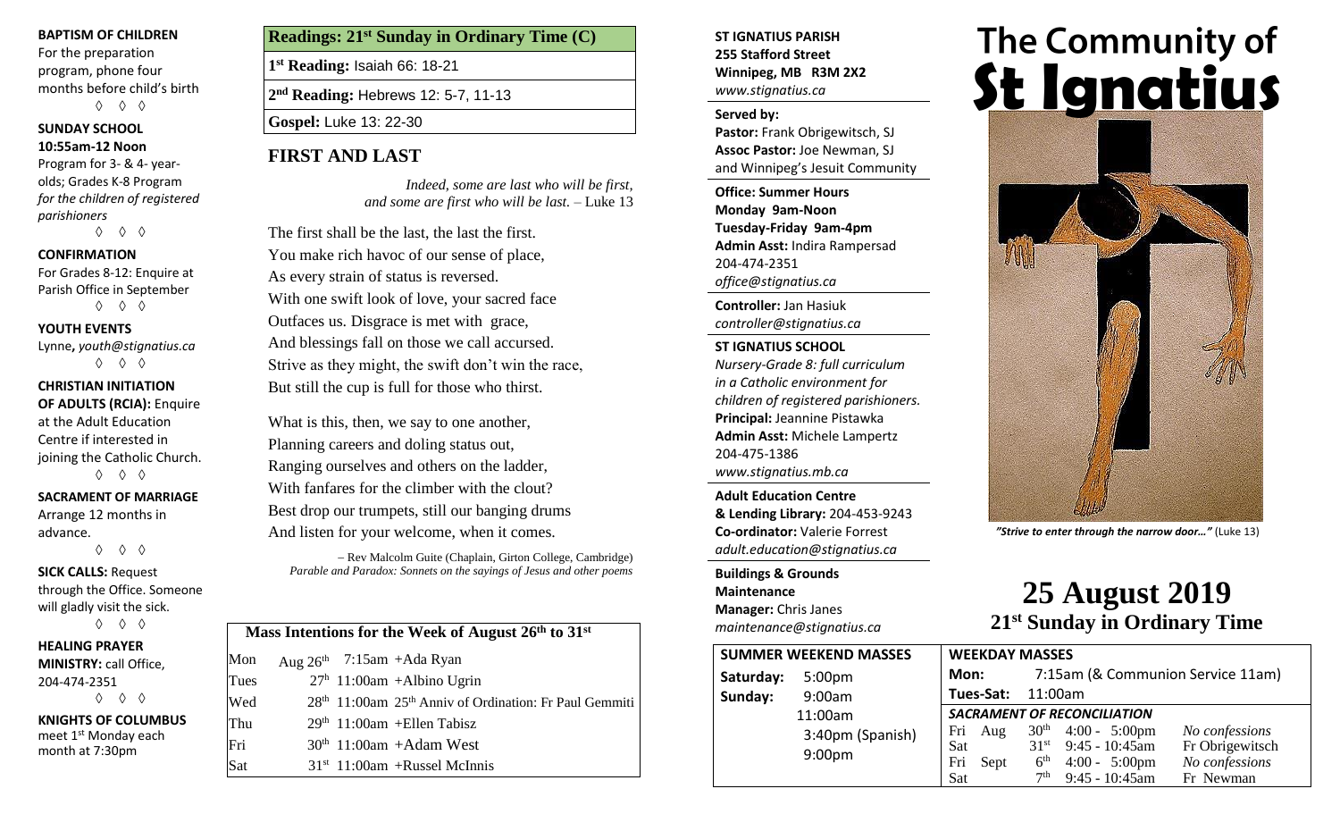**BAPTISM OF CHILDREN**
For the preparation program, phone four months before child's birth

◊ ◊ ◊

**SUNDAY SCHOOL**
**10:55am-12 Noon**
Program for 3- & 4- year-olds; Grades K-8 Program *for the children of registered parishioners*

◊ ◊ ◊

**CONFIRMATION**
For Grades 8-12: Enquire at Parish Office in September

◊ ◊ ◊

**YOUTH EVENTS**
Lynne, *youth@stignatius.ca*

◊ ◊ ◊

**CHRISTIAN INITIATION OF ADULTS (RCIA):** Enquire at the Adult Education Centre if interested in joining the Catholic Church.

◊ ◊ ◊

**SACRAMENT OF MARRIAGE**
Arrange 12 months in advance.

◊ ◊ ◊

**SICK CALLS:** Request through the Office. Someone will gladly visit the sick.

◊ ◊ ◊

**HEALING PRAYER MINISTRY:** call Office, 204-474-2351

◊ ◊ ◊

**KNIGHTS OF COLUMBUS**
meet 1st Monday each month at 7:30pm

| **Readings: 21st Sunday in Ordinary Time (C)** |
|---|
| **1st Reading:** Isaiah 66: 18-21 |
| **2nd Reading:** Hebrews 12: 5-7, 11-13 |
| **Gospel:** Luke 13: 22-30 |

## FIRST AND LAST

*Indeed, some are last who will be first, and some are first who will be last.* – Luke 13

The first shall be the last, the last the first.
You make rich havoc of our sense of place,
As every strain of status is reversed.
With one swift look of love, your sacred face
Outfaces us. Disgrace is met with grace,
And blessings fall on those we call accursed.
Strive as they might, the swift don't win the race,
But still the cup is full for those who thirst.

What is this, then, we say to one another,
Planning careers and doling status out,
Ranging ourselves and others on the ladder,
With fanfares for the climber with the clout?
Best drop our trumpets, still our banging drums
And listen for your welcome, when it comes.

– Rev Malcolm Guite (Chaplain, Girton College, Cambridge)
*Parable and Paradox: Sonnets on the sayings of Jesus and other poems*

| **Mass Intentions for the Week of August 26th to 31st** | | |
|---|---|---|
| Mon | Aug 26th 7:15am | +Ada Ryan |
| Tues | 27th 11:00am | +Albino Ugrin |
| Wed | 28th 11:00am | 25th Anniv of Ordination: Fr Paul Gemmiti |
| Thu | 29th 11:00am | +Ellen Tabisz |
| Fri | 30th 11:00am | +Adam West |
| Sat | 31st 11:00am | +Russel McInnis |

**ST IGNATIUS PARISH**
**255 Stafford Street**
**Winnipeg, MB R3M 2X2**
*www.stignatius.ca*

**Served by:**
**Pastor:** Frank Obrigewitsch, SJ
**Assoc Pastor:** Joe Newman, SJ
and Winnipeg's Jesuit Community

**Office: Summer Hours**
**Monday 9am-Noon**
**Tuesday-Friday 9am-4pm**
**Admin Asst:** Indira Rampersad
204-474-2351
*office@stignatius.ca*

**Controller:** Jan Hasiuk
*controller@stignatius.ca*

**ST IGNATIUS SCHOOL**
*Nursery-Grade 8: full curriculum in a Catholic environment for children of registered parishioners.*
**Principal:** Jeannine Pistawka
**Admin Asst:** Michele Lampertz
204-475-1386
*www.stignatius.mb.ca*

**Adult Education Centre & Lending Library:** 204-453-9243
**Co-ordinator:** Valerie Forrest
*adult.education@stignatius.ca*

**Buildings & Grounds Maintenance Manager:** Chris Janes
*maintenance@stignatius.ca*

# The Community of St Ignatius

*"Strive to enter through the narrow door…"* (Luke 13)

# 25 August 2019
## 21st Sunday in Ordinary Time

| **SUMMER WEEKEND MASSES** | |
|---|---|
| **Saturday:** | 5:00pm |
| **Sunday:** | 9:00am |
| | 11:00am |
| | 3:40pm (Spanish) |
| | 9:00pm |

**WEEKDAY MASSES**
**Mon:** 7:15am (& Communion Service 11am)
**Tues-Sat:** 11:00am

| ***SACRAMENT OF RECONCILIATION*** | | | |
|---|---|---|---|
| Fri Aug | 30th | 4:00 - 5:00pm | *No confessions* |
| Sat | 31st | 9:45 - 10:45am | Fr Obrigewitsch |
| Fri Sept | 6th | 4:00 - 5:00pm | *No confessions* |
| Sat | 7th | 9:45 - 10:45am | Fr Newman |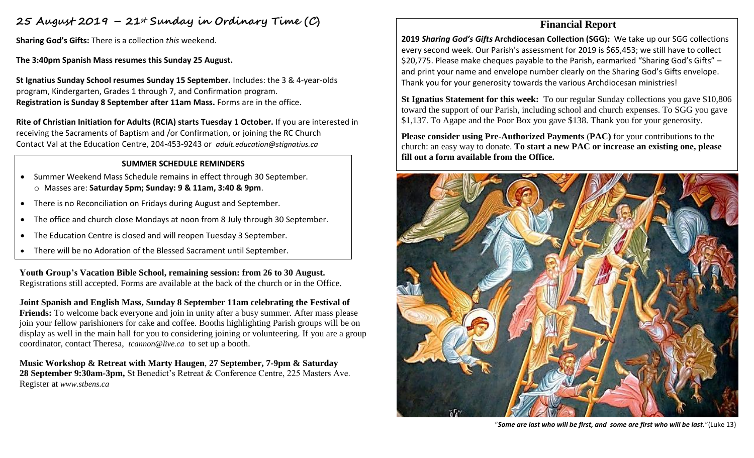# 25 August 2019 – 21st Sunday in Ordinary Time (C)

**Sharing God's Gifts:** There is a collection *this* weekend.

**The 3:40pm Spanish Mass resumes this Sunday 25 August.**

**St Ignatius Sunday School resumes Sunday 15 September.** Includes: the 3 & 4-year-olds program, Kindergarten, Grades 1 through 7, and Confirmation program.
**Registration is Sunday 8 September after 11am Mass.** Forms are in the office.

**Rite of Christian Initiation for Adults (RCIA) starts Tuesday 1 October.** If you are interested in receiving the Sacraments of Baptism and /or Confirmation, or joining the RC Church Contact Val at the Education Centre, 204-453-9243 or *adult.education@stignatius.ca*

**SUMMER SCHEDULE REMINDERS**

- Summer Weekend Mass Schedule remains in effect through 30 September.
  - Masses are: **Saturday 5pm; Sunday: 9 & 11am, 3:40 & 9pm**.
- There is no Reconciliation on Fridays during August and September.
- The office and church close Mondays at noon from 8 July through 30 September.
- The Education Centre is closed and will reopen Tuesday 3 September.
- There will be no Adoration of the Blessed Sacrament until September.

**Youth Group's Vacation Bible School, remaining session: from 26 to 30 August.** Registrations still accepted. Forms are available at the back of the church or in the Office.

**Joint Spanish and English Mass, Sunday 8 September 11am celebrating the Festival of Friends:** To welcome back everyone and join in unity after a busy summer. After mass please join your fellow parishioners for cake and coffee. Booths highlighting Parish groups will be on display as well in the main hall for you to considering joining or volunteering. If you are a group coordinator, contact Theresa, *tcannon@live.ca* to set up a booth.

**Music Workshop & Retreat with Marty Haugen**, **27 September, 7-9pm & Saturday 28 September 9:30am-3pm,** St Benedict's Retreat & Conference Centre, 225 Masters Ave. Register at *www.stbens.ca*

## Financial Report

**2019 *Sharing God's Gifts* Archdiocesan Collection (SGG):** We take up our SGG collections every second week. Our Parish's assessment for 2019 is $65,453; we still have to collect $20,775. Please make cheques payable to the Parish, earmarked "Sharing God's Gifts" – and print your name and envelope number clearly on the Sharing God's Gifts envelope. Thank you for your generosity towards the various Archdiocesan ministries!

**St Ignatius Statement for this week:** To our regular Sunday collections you gave $10,806 toward the support of our Parish, including school and church expenses. To SGG you gave $1,137. To Agape and the Poor Box you gave $138. Thank you for your generosity.

**Please consider using Pre-Authorized Payments (PAC)** for your contributions to the church: an easy way to donate. **To start a new PAC or increase an existing one, please fill out a form available from the Office.**

"***Some are last who will be first, and some are first who will be last.***"(Luke 13)